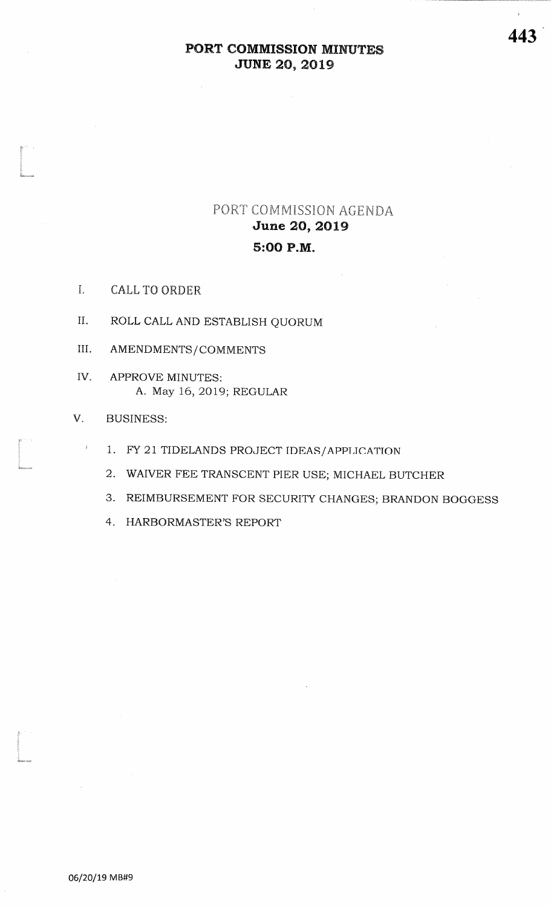# PORT COMMISSION MINUTES
## JUNE 20, 2019

## PORT COMMISSION AGENDA
### June 20, 2019
### 5:00 P.M.

I. CALL TO ORDER

II. ROLL CALL AND ESTABLISH QUORUM

III. AMENDMENTS/COMMENTS

IV. APPROVE MINUTES:
   A. May 16, 2019; REGULAR

V. BUSINESS:

   1. FY 21 TIDELANDS PROJECT IDEAS/APPLICATION
   2. WAIVER FEE TRANSCENT PIER USE; MICHAEL BUTCHER
   3. REIMBURSEMENT FOR SECURITY CHANGES; BRANDON BOGGESS
   4. HARBORMASTER'S REPORT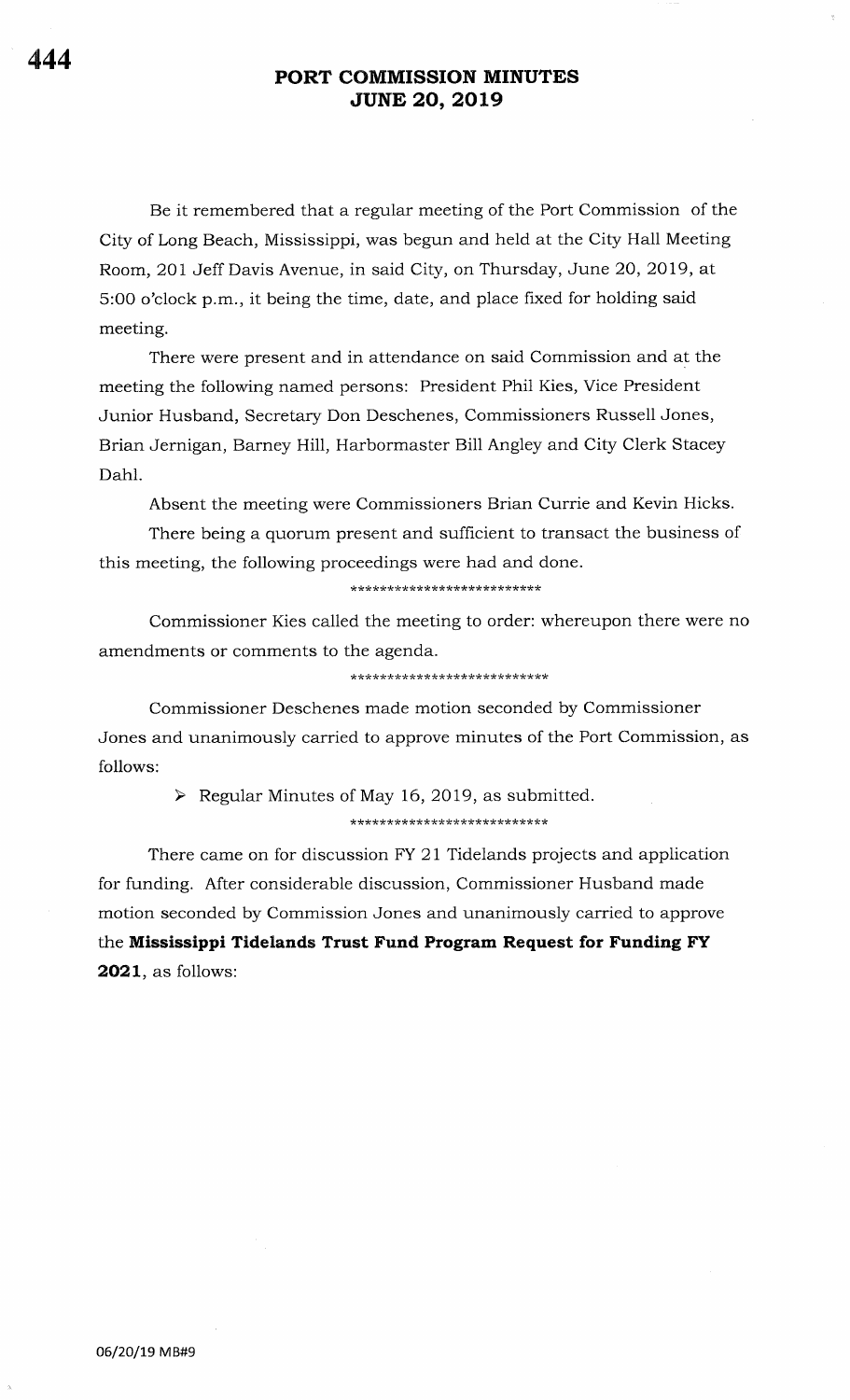## PORT COMMISSION MINUTES
## JUNE 20, 2019

Be it remembered that a regular meeting of the Port Commission of the City of Long Beach, Mississippi, was begun and held at the City Hall Meeting Room, 201 Jeff Davis Avenue, in said City, on Thursday, June 20, 2019, at 5:00 o'clock p.m., it being the time, date, and place fixed for holding said meeting.

There were present and in attendance on said Commission and at the meeting the following named persons: President Phil Kies, Vice President Junior Husband, Secretary Don Deschenes, Commissioners Russell Jones, Brian Jernigan, Barney Hill, Harbormaster Bill Angley and City Clerk Stacey Dahl.

Absent the meeting were Commissioners Brian Currie and Kevin Hicks.

There being a quorum present and sufficient to transact the business of this meeting, the following proceedings were had and done.

***************************

Commissioner Kies called the meeting to order: whereupon there were no amendments or comments to the agenda.

***************************

Commissioner Deschenes made motion seconded by Commissioner Jones and unanimously carried to approve minutes of the Port Commission, as follows:

> ➤ Regular Minutes of May 16, 2019, as submitted.

***************************

There came on for discussion FY 21 Tidelands projects and application for funding. After considerable discussion, Commissioner Husband made motion seconded by Commission Jones and unanimously carried to approve the **Mississippi Tidelands Trust Fund Program Request for Funding FY 2021**, as follows:

06/20/19 MB#9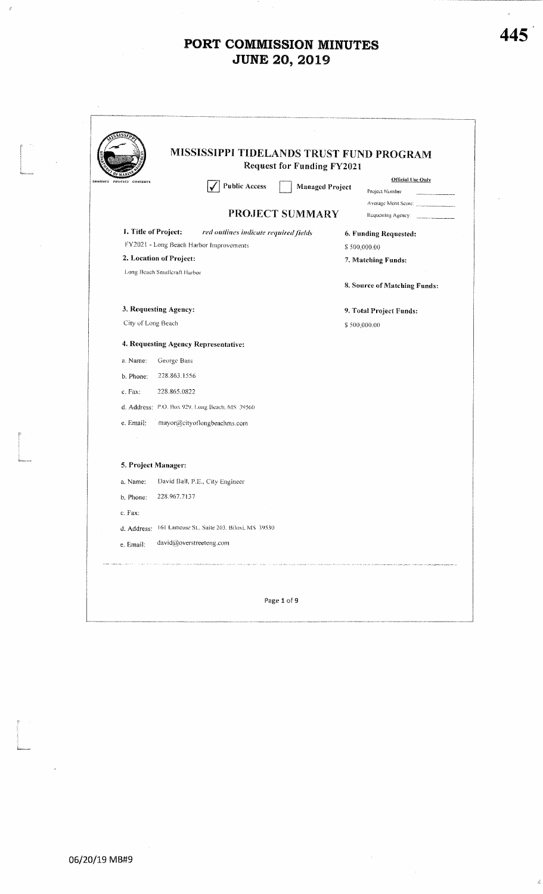# PORT COMMISSION MINUTES
# JUNE 20, 2019

## MISSISSIPPI TIDELANDS TRUST FUND PROGRAM
### Request for Funding FY2021

☑ Public Access ☐ Managed Project

**Official Use Only**
Project Number:
Average Merit Score:
Requesting Agency:

## PROJECT SUMMARY

**1. Title of Project:** *red outlines indicate required fields*
FY2021 - Long Beach Harbor Improvements

**2. Location of Project:**
Long Beach Smallcraft Harbor

**3. Requesting Agency:**
City of Long Beach

**4. Requesting Agency Representative:**

a. Name: George Bass
b. Phone: 228.863.1556
c. Fax: 228.865.0822
d. Address: P.O. Box 929, Long Beach, MS 39560
e. Email: mayor@cityoflongbeachms.com

**5. Project Manager:**

a. Name: David Ball, P.E., City Engineer
b. Phone: 228.967.7137
c. Fax:
d. Address: 161 Lameuse St., Suite 203, Biloxi, MS 39530
e. Email: david@overstreeteng.com

**6. Funding Requested:**
$ 500,000.00

**7. Matching Funds:**

**8. Source of Matching Funds:**

**9. Total Project Funds:**
$ 500,000.00

06/20/19 MB#9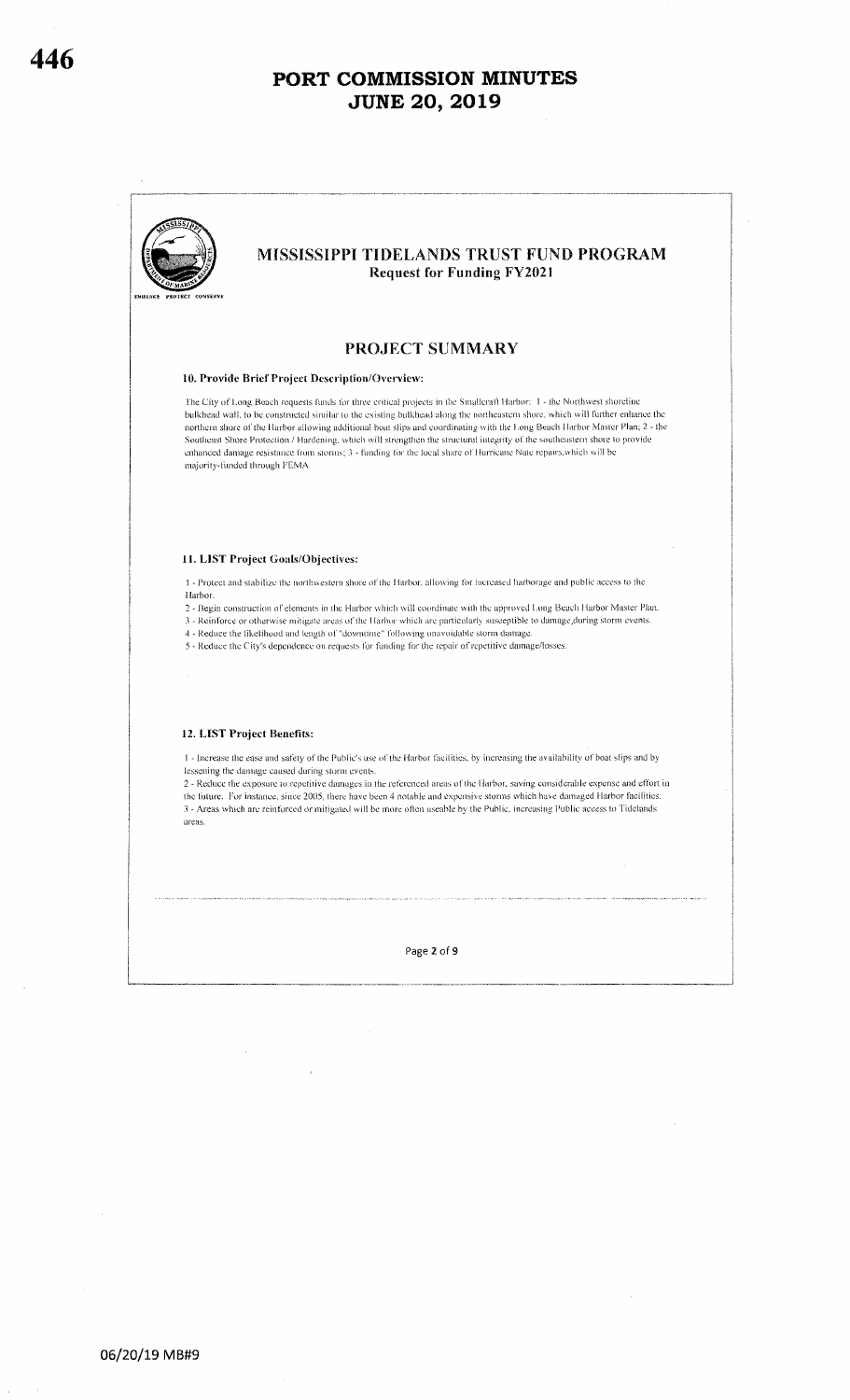# PORT COMMISSION MINUTES
# JUNE 20, 2019

## MISSISSIPPI TIDELANDS TRUST FUND PROGRAM
**Request for Funding FY2021**

## PROJECT SUMMARY

### 10. Provide Brief Project Description/Overview:

The City of Long Beach requests funds for three critical projects in the Smallcraft Harbor: 1 - the Northwest shoreline bulkhead wall, to be constructed similar to the existing bulkhead along the northeastern shore, which will further enhance the northern shore of the Harbor allowing additional boat slips and coordinating with the Long Beach Harbor Master Plan; 2 - the Southeast Shore Protection / Hardening, which will strengthen the structural integrity of the southeastern shore to provide enhanced damage resistance from storms; 3 - funding for the local share of Hurricane Nate repairs, which will be majority-funded through FEMA.

### 11. LIST Project Goals/Objectives:

1 - Protect and stabilize the northwestern shore of the Harbor, allowing for increased harborage and public access to the Harbor.

2 - Begin construction of elements in the Harbor which will coordinate with the approved Long Beach Harbor Master Plan.

3 - Reinforce or otherwise mitigate areas of the Harbor which are particularly susceptible to damage during storm events.

4 - Reduce the likelihood and length of "downtime" following unavoidable storm damage.

5 - Reduce the City's dependence on requests for funding for the repair of repetitive damage/losses.

### 12. LIST Project Benefits:

1 - Increase the ease and safety of the Public's use of the Harbor facilities, by increasing the availability of boat slips and by lessening the damage caused during storm events.

2 - Reduce the exposure to repetitive damages in the referenced areas of the Harbor, saving considerable expense and effort in the future. For instance, since 2005, there have been 4 notable and expensive storms which have damaged Harbor facilities.

3 - Areas which are reinforced or mitigated will be more often useable by the Public, increasing Public access to Tidelands areas.

06/20/19 MB#9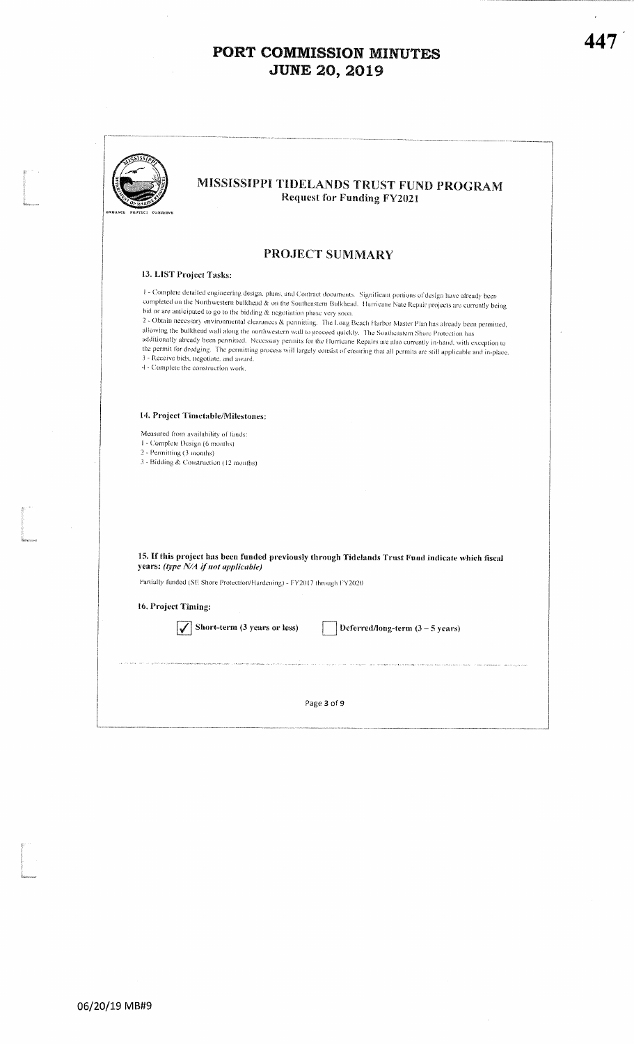# PORT COMMISSION MINUTES
# JUNE 20, 2019

## MISSISSIPPI TIDELANDS TRUST FUND PROGRAM
**Request for Funding FY2021**

## PROJECT SUMMARY

### 13. LIST Project Tasks:

1 - Complete detailed engineering design, plans, and Contract documents. Significant portions of design have already been completed on the Northwestern bulkhead & on the Southeastern Bulkhead. Hurricane Nate Repair projects are currently being bid or are anticipated to go to the bidding & negotiation phase very soon.
2 - Obtain necessary environmental clearances & permitting. The Long Beach Harbor Master Plan has already been permitted, allowing the bulkhead wall along the northwestern wall to proceed quickly. The Southeastern Shore Protection has additionally already been permitted. Necessary permits for the Hurricane Repairs are also currently in-hand, with exception to the permit for dredging. The permitting process will largely consist of ensuring that all permits are still applicable and in-place.
3 - Receive bids, negotiate, and award.
4 - Complete the construction work.

### 14. Project Timetable/Milestones:

Measured from availability of funds:
1 - Complete Design (6 months)
2 - Permitting (3 months)
3 - Bidding & Construction (12 months)

### 15. If this project has been funded previously through Tidelands Trust Fund indicate which fiscal years: *(type N/A if not applicable)*

Partially funded (SE Shore Protection/Hardening) - FY2017 through FY2020

### 16. Project Timing:

- [x] Short-term (3 years or less)
- [ ] Deferred/long-term (3 – 5 years)

06/20/19 MB#9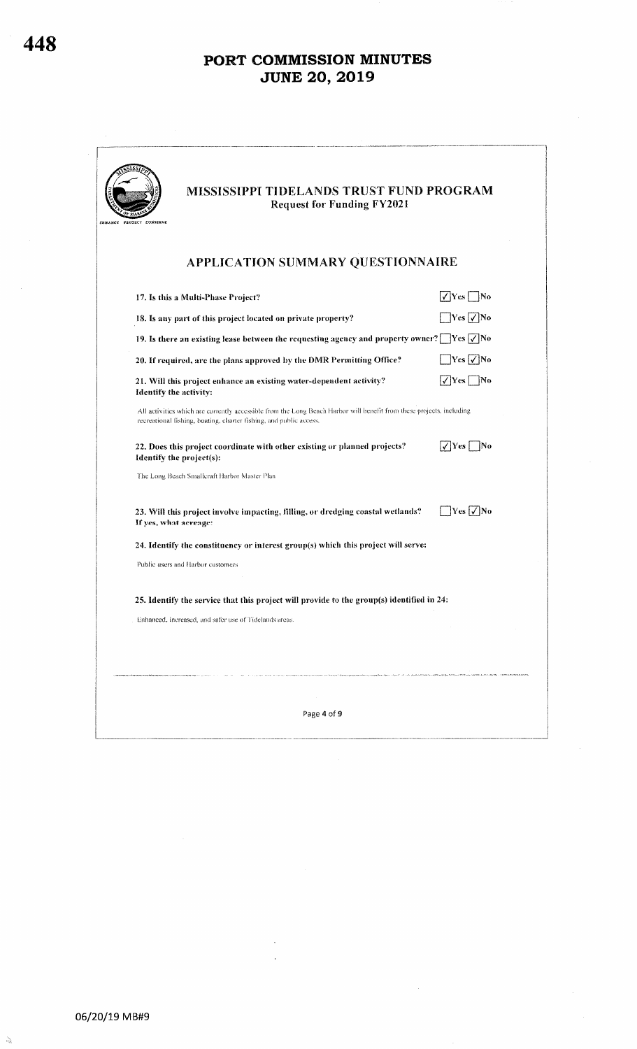# PORT COMMISSION MINUTES
# JUNE 20, 2019

## MISSISSIPPI TIDELANDS TRUST FUND PROGRAM

Request for Funding FY2021

### APPLICATION SUMMARY QUESTIONNAIRE

**17. Is this a Multi-Phase Project?** ☑ Yes ☐ No

**18. Is any part of this project located on private property?** ☐ Yes ☑ No

**19. Is there an existing lease between the requesting agency and property owner?** ☐ Yes ☑ No

**20. If required, are the plans approved by the DMR Permitting Office?** ☐ Yes ☑ No

**21. Will this project enhance an existing water-dependent activity? Identify the activity:** ☑ Yes ☐ No

All activities which are currently accessible from the Long Beach Harbor will benefit from these projects, including recreational fishing, boating, charter fishing, and public access.

**22. Does this project coordinate with other existing or planned projects? Identify the project(s):** ☑ Yes ☐ No

The Long Beach Smallcraft Harbor Master Plan

**23. Will this project involve impacting, filling, or dredging coastal wetlands? If yes, what acreage:** ☐ Yes ☑ No

**24. Identify the constituency or interest group(s) which this project will serve:**

Public users and Harbor customers

**25. Identify the service that this project will provide to the group(s) identified in 24:**

Enhanced, increased, and safer use of Tidelands areas.

06/20/19 MB#9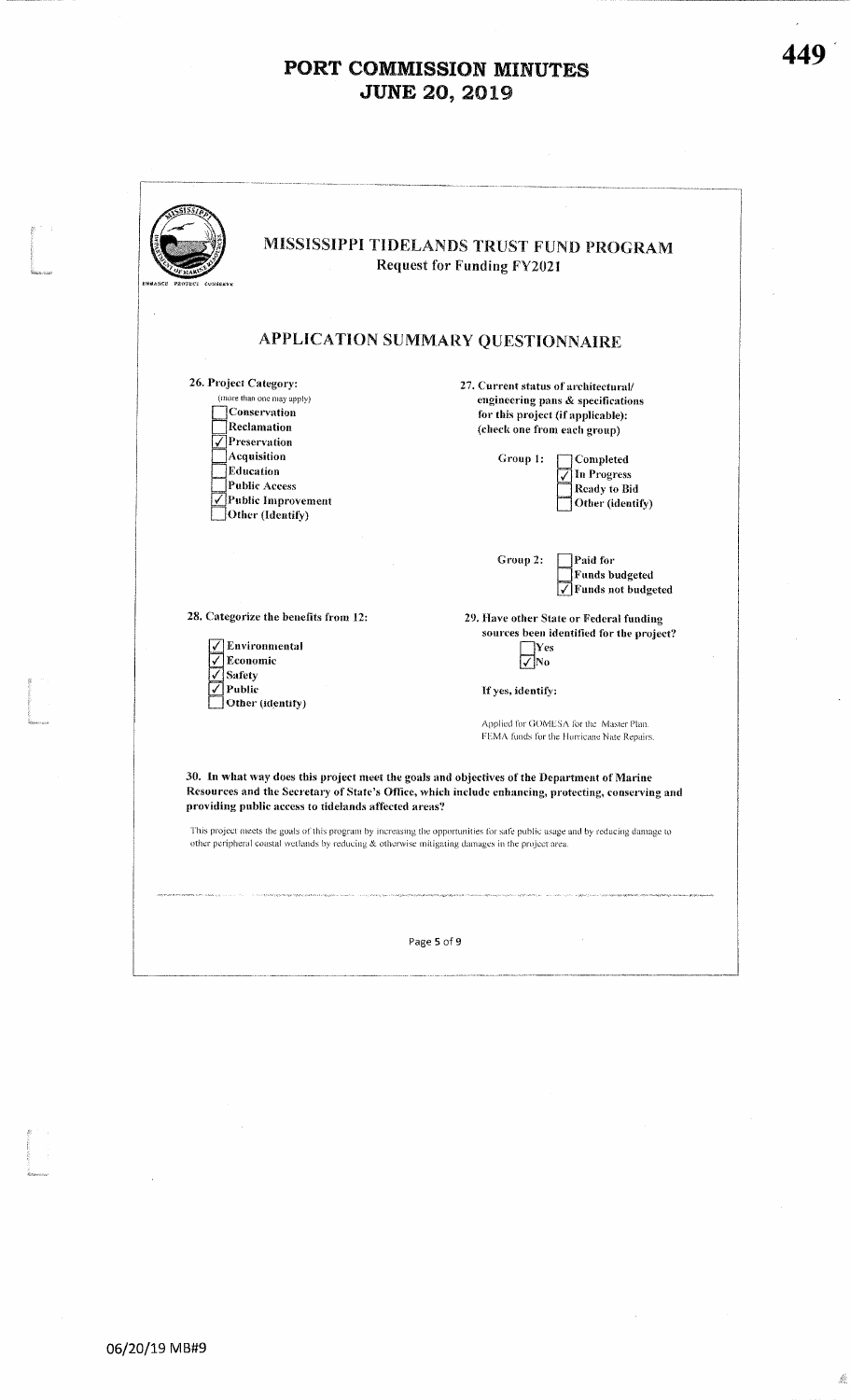# PORT COMMISSION MINUTES
# JUNE 20, 2019

## MISSISSIPPI TIDELANDS TRUST FUND PROGRAM

Request for Funding FY2021

## APPLICATION SUMMARY QUESTIONNAIRE

**26. Project Category:**
(more than one may apply)

- [ ] Conservation
- [ ] Reclamation
- [x] Preservation
- [ ] Acquisition
- [ ] Education
- [ ] Public Access
- [x] Public Improvement
- [ ] Other (Identify)

**27. Current status of architectural/ engineering pans & specifications for this project (if applicable): (check one from each group)**

Group 1:

- [ ] Completed
- [x] In Progress
- [ ] Ready to Bid
- [ ] Other (identify)

Group 2:

- [ ] Paid for
- [ ] Funds budgeted
- [x] Funds not budgeted

**28. Categorize the benefits from 12:**

- [x] Environmental
- [x] Economic
- [x] Safety
- [x] Public
- [ ] Other (identify)

**29. Have other State or Federal funding sources been identified for the project?**

- [ ] Yes
- [x] No

If yes, identify:

Applied for GOMESA for the Master Plan.
FEMA funds for the Hurricane Nate Repairs.

**30. In what way does this project meet the goals and objectives of the Department of Marine Resources and the Secretary of State's Office, which include enhancing, protecting, conserving and providing public access to tidelands affected areas?**

This project meets the goals of this program by increasing the opportunities for safe public usage and by reducing damage to other peripheral coastal wetlands by reducing & otherwise mitigating damages in the project area.

06/20/19 MB#9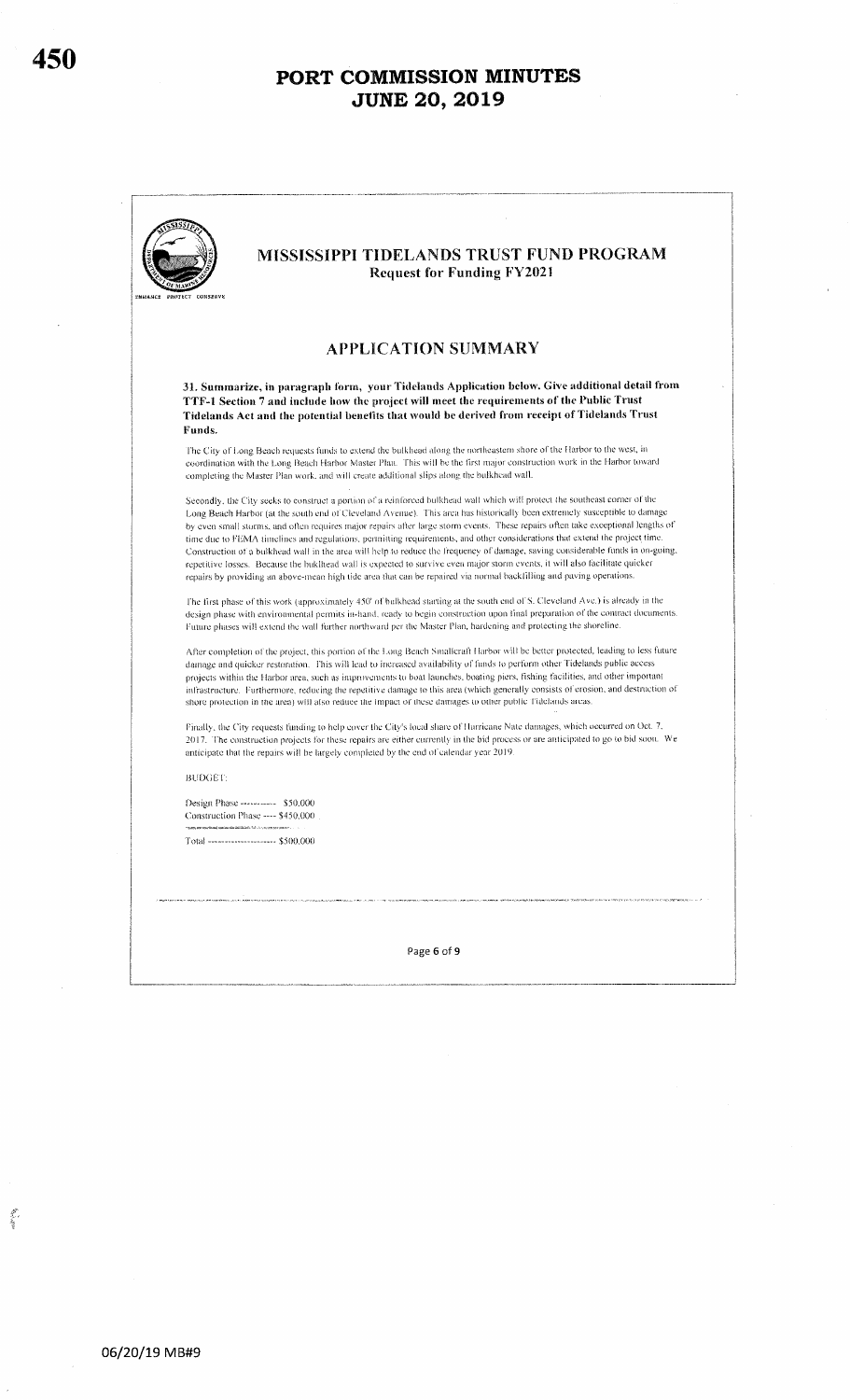# PORT COMMISSION MINUTES
# JUNE 20, 2019

## MISSISSIPPI TIDELANDS TRUST FUND PROGRAM

### Request for Funding FY2021

## APPLICATION SUMMARY

**31. Summarize, in paragraph form, your Tidelands Application below. Give additional detail from TTF-1 Section 7 and include how the project will meet the requirements of the Public Trust Tidelands Act and the potential benefits that would be derived from receipt of Tidelands Trust Funds.**

The City of Long Beach requests funds to extend the bulkhead along the northeastern shore of the Harbor to the west, in coordination with the Long Beach Harbor Master Plan. This will be the first major construction work in the Harbor toward completing the Master Plan work, and will create additional slips along the bulkhead wall.

Secondly, the City seeks to construct a portion of a reinforced bulkhead wall which will protect the southeast corner of the Long Beach Harbor (at the south end of Cleveland Avenue). This area has historically been extremely susceptible to damage by even small storms, and often requires major repairs after large storm events. These repairs often take exceptional lengths of time due to FEMA timelines and regulations, permitting requirements, and other considerations that extend the project time. Construction of a bulkhead wall in the area will help to reduce the frequency of damage, saving considerable funds in on-going, repetitive losses. Because the bulkhead wall is expected to survive even major storm events, it will also facilitate quicker repairs by providing an above-mean high tide area that can be repaired via normal backfilling and paving operations.

The first phase of this work (approximately 450' of bulkhead starting at the south end of S. Cleveland Ave.) is already in the design phase with environmental permits in-hand, ready to begin construction upon final preparation of the contract documents. Future phases will extend the wall further northward per the Master Plan, hardening and protecting the shoreline.

After completion of the project, this portion of the Long Beach Smallcraft Harbor will be better protected, leading to less future damage and quicker restoration. This will lead to increased availability of funds to perform other Tidelands public access projects within the Harbor area, such as improvements to boat launches, boating piers, fishing facilities, and other important infrastructure. Furthermore, reducing the repetitive damage to this area (which generally consists of erosion, and destruction of shore protection in the area) will also reduce the impact of these damages to other public Tidelands areas.

Finally, the City requests funding to help cover the City's local share of Hurricane Nate damages, which occurred on Oct. 7, 2017. The construction projects for these repairs are either currently in the bid process or are anticipated to go to bid soon. We anticipate that the repairs will be largely completed by the end of calendar year 2019.

BUDGET:

Design Phase ----------- \$50,000
Construction Phase ---- \$450,000

Total -------------------- \$500,000

06/20/19 MB#9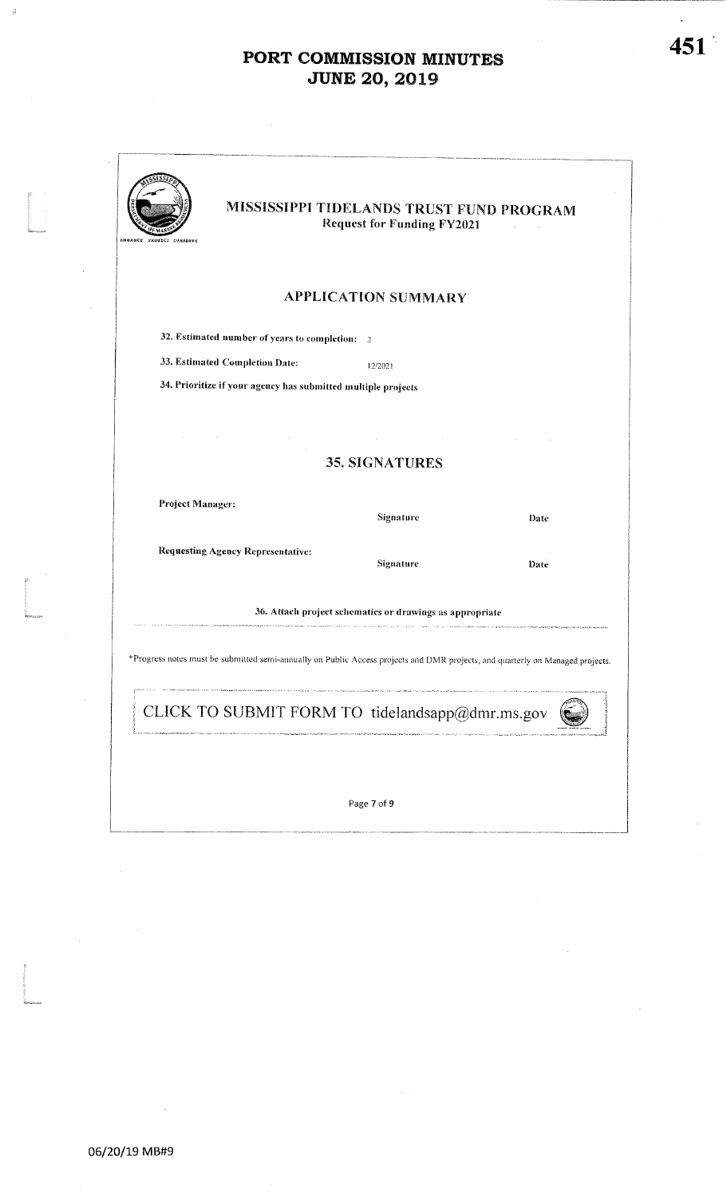# MISSISSIPPI TIDELANDS TRUST FUND PROGRAM

Request for Funding FY2021

## APPLICATION SUMMARY

**32. Estimated number of years to completion:** 2

**33. Estimated Completion Date:** 12/2021

**34. Prioritize if your agency has submitted multiple projects**

## 35. SIGNATURES

| | | |
|---|---|---|
| **Project Manager:** | Signature | Date |
| **Requesting Agency Representative:** | Signature | Date |

**36. Attach project schematics or drawings as appropriate**

*Progress notes must be submitted semi-annually on Public Access projects and DMR projects, and quarterly on Managed projects.

CLICK TO SUBMIT FORM TO tidelandsapp@dmr.ms.gov

06/20/19 MB#9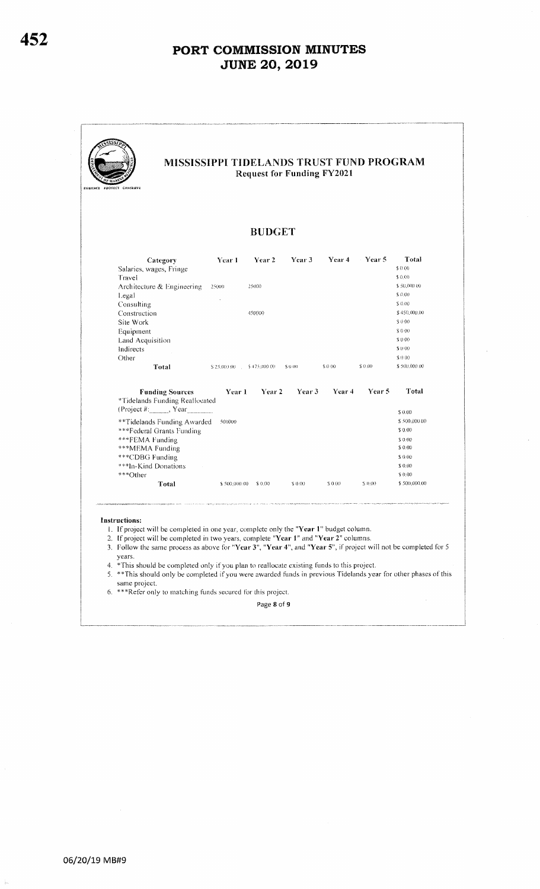# PORT COMMISSION MINUTES
# JUNE 20, 2019

## MISSISSIPPI TIDELANDS TRUST FUND PROGRAM
### Request for Funding FY2021

### BUDGET

| Category | Year 1 | Year 2 | Year 3 | Year 4 | Year 5 | Total |
|---|---|---|---|---|---|---|
| Salaries, wages, Fringe | | | | | | $ 0.00 |
| Travel | | | | | | $ 0.00 |
| Architecture & Engineering | 25000 | 25000 | | | | $ 50,000.00 |
| Legal | | | | | | $ 0.00 |
| Consulting | | | | | | $ 0.00 |
| Construction | | 450000 | | | | $ 450,000.00 |
| Site Work | | | | | | $ 0.00 |
| Equipment | | | | | | $ 0.00 |
| Land Acquisition | | | | | | $ 0.00 |
| Indirects | | | | | | $ 0.00 |
| Other | | | | | | $ 0.00 |
| **Total** | $ 25,000.00 | $ 475,000.00 | $ 0.00 | $ 0.00 | $ 0.00 | $ 500,000.00 |

| Funding Sources | Year 1 | Year 2 | Year 3 | Year 4 | Year 5 | Total |
|---|---|---|---|---|---|---|
| *Tidelands Funding Reallocated (Project #:_____, Year_______ | | | | | | $ 0.00 |
| **Tidelands Funding Awarded | 500000 | | | | | $ 500,000.00 |
| ***Federal Grants Funding | | | | | | $ 0.00 |
| ***FEMA Funding | | | | | | $ 0.00 |
| ***MEMA Funding | | | | | | $ 0.00 |
| ***CDBG Funding | | | | | | $ 0.00 |
| ***In-Kind Donations | | | | | | $ 0.00 |
| ***Other | | | | | | $ 0.00 |
| **Total** | $ 500,000.00 | $ 0.00 | $ 0.00 | $ 0.00 | $ 0.00 | $ 500,000.00 |

**Instructions:**

1. If project will be completed in one year, complete only the "**Year 1**" budget column.
2. If project will be completed in two years, complete "**Year 1**" and "**Year 2**" columns.
3. Follow the same process as above for "**Year 3**", "**Year 4**", and "**Year 5**", if project will not be completed for 5 years.
4. *This should be completed only if you plan to reallocate existing funds to this project.
5. **This should only be completed if you were awarded funds in previous Tidelands year for other phases of this same project.
6. ***Refer only to matching funds secured for this project.

06/20/19 MB#9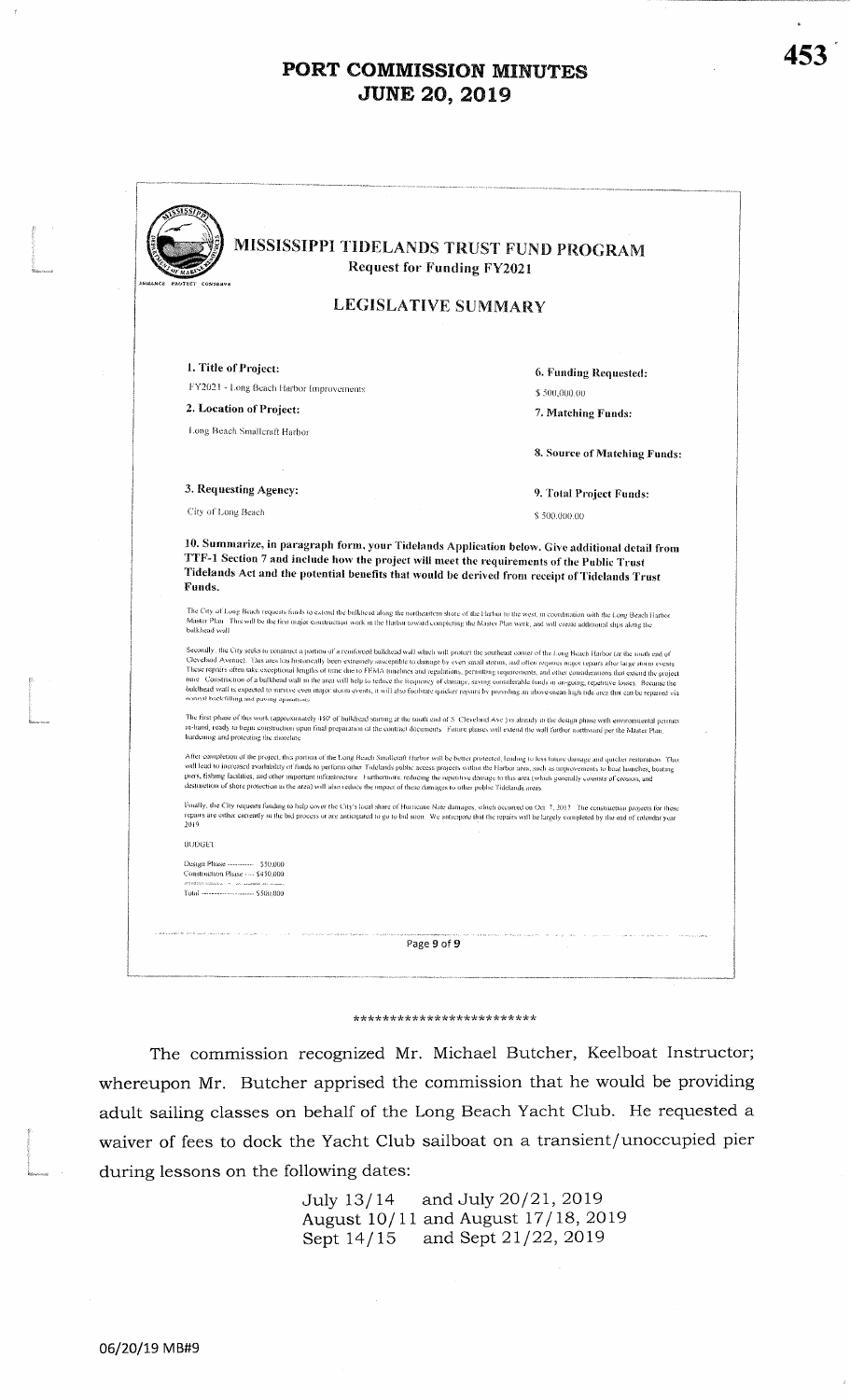# PORT COMMISSION MINUTES
# JUNE 20, 2019

## MISSISSIPPI TIDELANDS TRUST FUND PROGRAM

**Request for Funding FY2021**

### LEGISLATIVE SUMMARY

**1. Title of Project:**

FY2021 - Long Beach Harbor Improvements

**2. Location of Project:**

Long Beach Smallcraft Harbor

**3. Requesting Agency:**

City of Long Beach

**6. Funding Requested:**

$ 500,000.00

**7. Matching Funds:**

**8. Source of Matching Funds:**

**9. Total Project Funds:**

$ 500,000.00

**10. Summarize, in paragraph form, your Tidelands Application below. Give additional detail from TTF-1 Section 7 and include how the project will meet the requirements of the Public Trust Tidelands Act and the potential benefits that would be derived from receipt of Tidelands Trust Funds.**

The City of Long Beach requests funds to extend the bulkhead along the northeastern shore of the Harbor to the west, in coordination with the Long Beach Harbor Master Plan. This will be the first major construction work in the Harbor toward completing the Master Plan work, and will create additional slips along the bulkhead wall.

Secondly, the City seeks to construct a portion of a reinforced bulkhead wall which will protect the southeast corner of the Long Beach Harbor (at the south end of Cleveland Avenue). This area has historically been extremely susceptible to damage by even small storms, and often requires major repairs after large storm events. These repairs often take exceptional lengths of time due to FEMA timelines and regulations, permitting requirements, and other considerations that extend the project time. Construction of a bulkhead wall in the area will help to reduce the frequency of damage, saving considerable funds in on-going, repetitive losses. Because the bulkhead wall is expected to survive even major storm events, it will also facilitate quicker repairs by providing an above-mean high tide area that can be repaired via normal backfilling and paving operations.

The first phase of this work (approximately 150' of bulkhead starting at the south end of S. Cleveland Ave.) is already in the design phase with environmental permits in-hand, ready to begin construction upon final preparation of the contract documents. Future phases will extend the wall further northward per the Master Plan, hardening and protecting the shoreline.

After completion of the project, this portion of the Long Beach Smallcraft Harbor will be better protected, leading to less future damage and quicker restoration. This will lead to increased availability of funds to perform other Tidelands public access projects within the Harbor area, such as improvements to boat launches, boating piers, fishing facilities, and other important infrastructure. Furthermore, reducing the repetitive damage to this area (which generally consists of erosion, and destruction of shore protection in the area) will also reduce the impact of these damages to other public Tidelands areas.

Finally, the City requests funding to help cover the City's local share of Hurricane Nate damages, which occurred on Oct. 7, 2017. The construction projects for these repairs are either currently in the bid process or are anticipated to go to bid soon. We anticipate that the repairs will be largely completed by the end of calendar year 2019.

BUDGET

Design Phase ---------- $50,000
Construction Phase ---- $450,000
Total ------------------- $500,000

\*\*\*\*\*\*\*\*\*\*\*\*\*\*\*\*\*\*\*\*\*\*\*\*

The commission recognized Mr. Michael Butcher, Keelboat Instructor; whereupon Mr. Butcher apprised the commission that he would be providing adult sailing classes on behalf of the Long Beach Yacht Club. He requested a waiver of fees to dock the Yacht Club sailboat on a transient/unoccupied pier during lessons on the following dates:

July 13/14 and July 20/21, 2019
August 10/11 and August 17/18, 2019
Sept 14/15 and Sept 21/22, 2019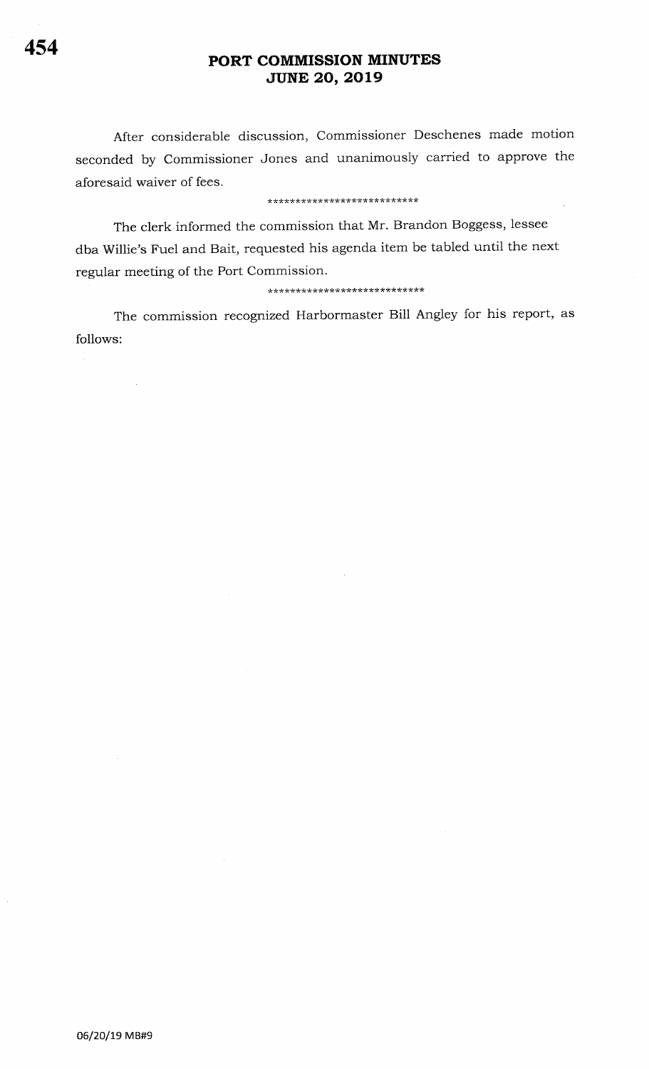# PORT COMMISSION MINUTES
## JUNE 20, 2019

After considerable discussion, Commissioner Deschenes made motion seconded by Commissioner Jones and unanimously carried to approve the aforesaid waiver of fees.

***************************

The clerk informed the commission that Mr. Brandon Boggess, lessee dba Willie's Fuel and Bait, requested his agenda item be tabled until the next regular meeting of the Port Commission.

****************************

The commission recognized Harbormaster Bill Angley for his report, as follows:

06/20/19 MB#9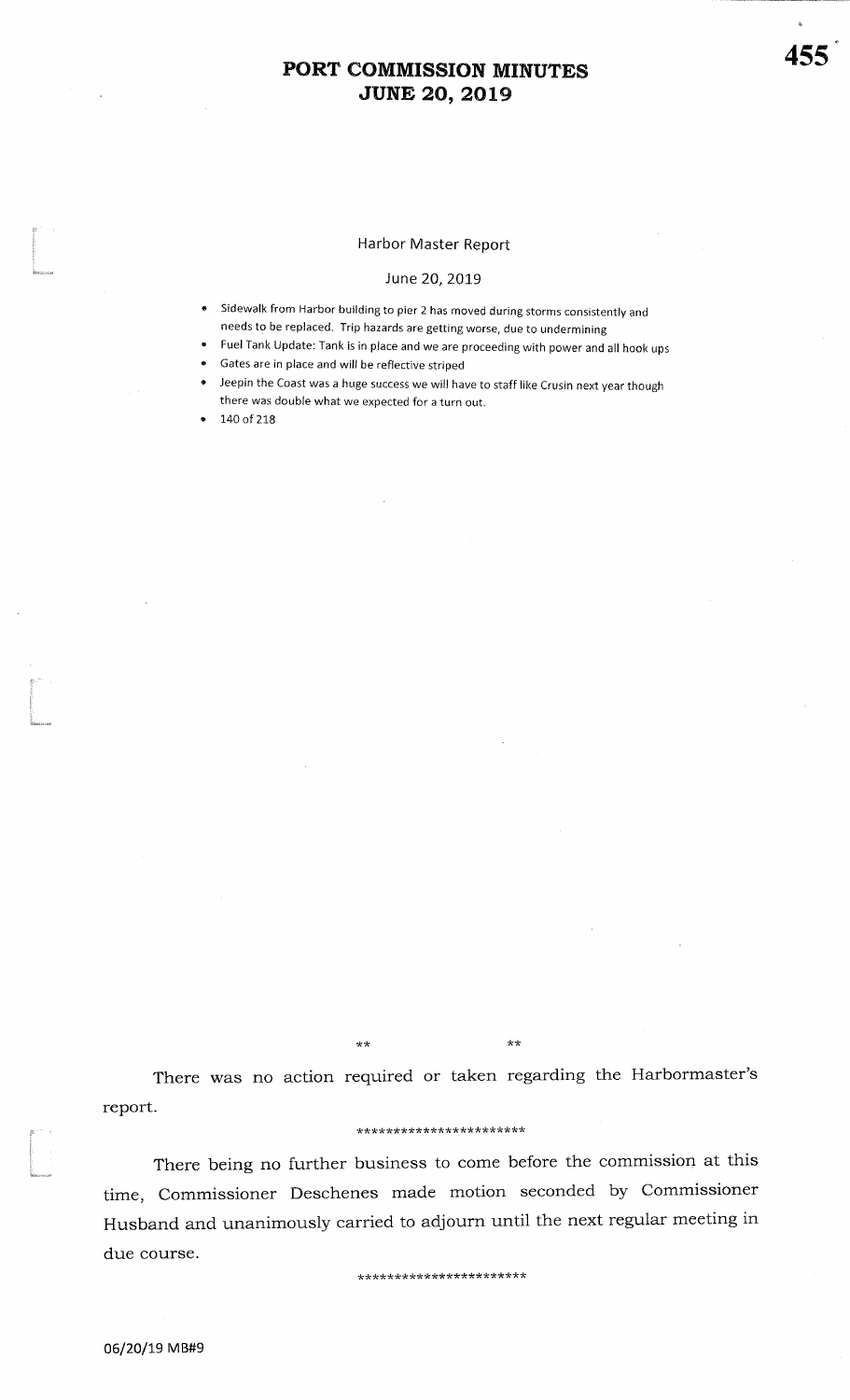Harbor Master Report

June 20, 2019

- Sidewalk from Harbor building to pier 2 has moved during storms consistently and needs to be replaced. Trip hazards are getting worse, due to undermining
- Fuel Tank Update: Tank is in place and we are proceeding with power and all hook ups
- Gates are in place and will be reflective striped
- Jeepin the Coast was a huge success we will have to staff like Crusin next year though there was double what we expected for a turn out.
- 140 of 218

\*\* \*\*

There was no action required or taken regarding the Harbormaster's report.

\*\*\*\*\*\*\*\*\*\*\*\*\*\*\*\*\*\*\*\*\*\*

There being no further business to come before the commission at this time, Commissioner Deschenes made motion seconded by Commissioner Husband and unanimously carried to adjourn until the next regular meeting in due course.

\*\*\*\*\*\*\*\*\*\*\*\*\*\*\*\*\*\*\*\*\*\*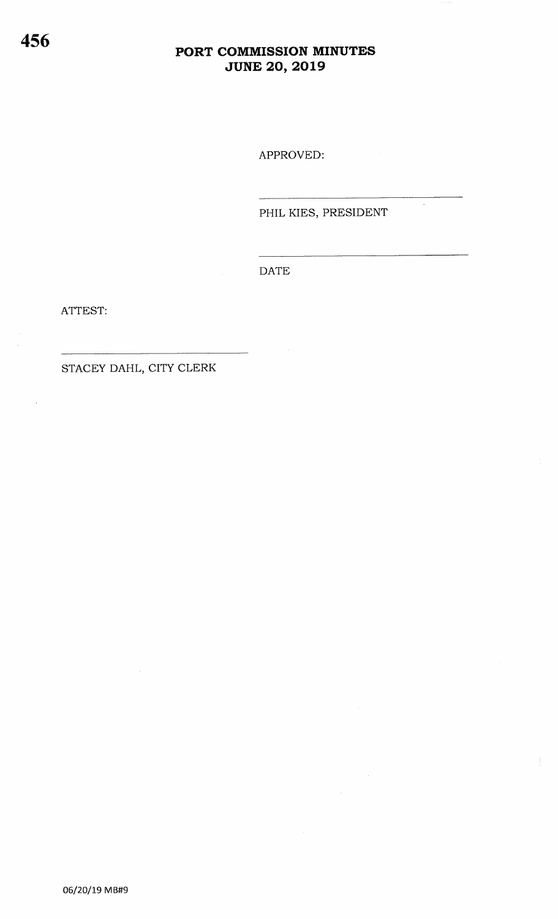APPROVED:

\_\_\_\_\_\_\_\_\_\_\_\_\_\_\_\_\_\_\_\_\_\_\_\_\_\_\_\_\_\_\_\_

PHIL KIES, PRESIDENT

\_\_\_\_\_\_\_\_\_\_\_\_\_\_\_\_\_\_\_\_\_\_\_\_\_\_\_\_\_\_\_\_

DATE

ATTEST:

\_\_\_\_\_\_\_\_\_\_\_\_\_\_\_\_\_\_\_\_\_\_\_\_\_\_\_\_\_\_\_\_

STACEY DAHL, CITY CLERK

06/20/19 MB#9